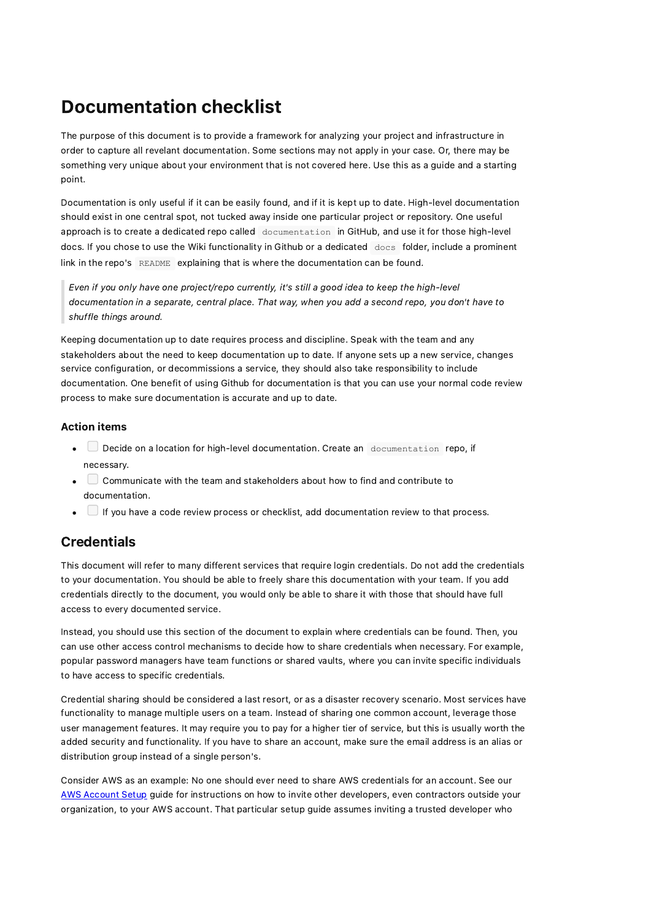# Documentation checklist

The purpose of this document is to provide a framework for analyzing your project and infrastructure in order to capture all revelant documentation. Some sections may not apply in your case. Or, there may be something very unique about your environment that is not covered here. Use this as a guide and a starting point.

Documentation is only useful if it can be easily found, and if it is kept up to date. High-level documentation should exist in one central spot, not tucked away inside one particular project or repository. One useful approach is to create a dedicated repo called `documentation` in GitHub, and use it for those high-level docs. If you chose to use the Wiki functionality in Github or a dedicated `docs` folder, include a prominent link in the repo's `README` explaining that is where the documentation can be found.

> *Even if you only have one project/repo currently, it's still a good idea to keep the high-level documentation in a separate, central place. That way, when you add a second repo, you don't have to shuffle things around.*

Keeping documentation up to date requires process and discipline. Speak with the team and any stakeholders about the need to keep documentation up to date. If anyone sets up a new service, changes service configuration, or decommissions a service, they should also take responsibility to include documentation. One benefit of using Github for documentation is that you can use your normal code review process to make sure documentation is accurate and up to date.

### Action items

- [ ] Decide on a location for high-level documentation. Create an `documentation` repo, if necessary.
- [ ] Communicate with the team and stakeholders about how to find and contribute to documentation.
- [ ] If you have a code review process or checklist, add documentation review to that process.

## Credentials

This document will refer to many different services that require login credentials. Do not add the credentials to your documentation. You should be able to freely share this documentation with your team. If you add credentials directly to the document, you would only be able to share it with those that should have full access to every documented service.

Instead, you should use this section of the document to explain where credentials can be found. Then, you can use other access control mechanisms to decide how to share credentials when necessary. For example, popular password managers have team functions or shared vaults, where you can invite specific individuals to have access to specific credentials.

Credential sharing should be considered a last resort, or as a disaster recovery scenario. Most services have functionality to manage multiple users on a team. Instead of sharing one common account, leverage those user management features. It may require you to pay for a higher tier of service, but this is usually worth the added security and functionality. If you have to share an account, make sure the email address is an alias or distribution group instead of a single person's.

Consider AWS as an example: No one should ever need to share AWS credentials for an account. See our [AWS Account Setup]() guide for instructions on how to invite other developers, even contractors outside your organization, to your AWS account. That particular setup guide assumes inviting a trusted developer who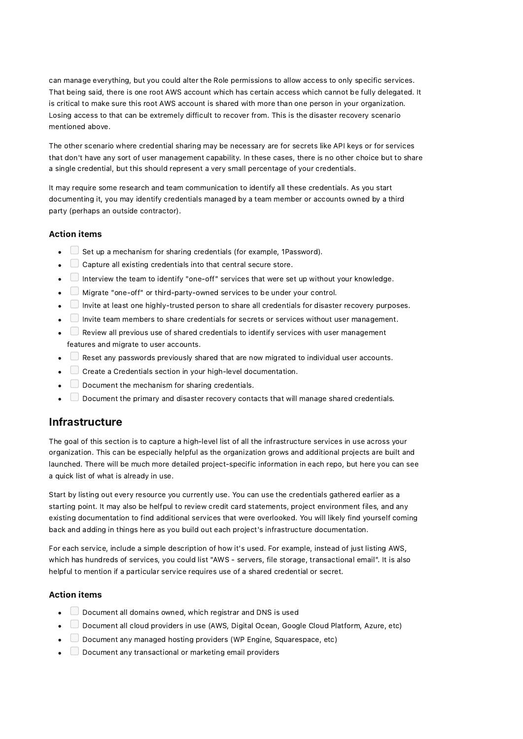can manage everything, but you could alter the Role permissions to allow access to only specific services. That being said, there is one root AWS account which has certain access which cannot be fully delegated. It is critical to make sure this root AWS account is shared with more than one person in your organization. Losing access to that can be extremely difficult to recover from. This is the disaster recovery scenario mentioned above.

The other scenario where credential sharing may be necessary are for secrets like API keys or for services that don't have any sort of user management capability. In these cases, there is no other choice but to share a single credential, but this should represent a very small percentage of your credentials.

It may require some research and team communication to identify all these credentials. As you start documenting it, you may identify credentials managed by a team member or accounts owned by a third party (perhaps an outside contractor).

### Action items

- [ ] Set up a mechanism for sharing credentials (for example, 1Password).
- [ ] Capture all existing credentials into that central secure store.
- [ ] Interview the team to identify "one-off" services that were set up without your knowledge.
- [ ] Migrate "one-off" or third-party-owned services to be under your control.
- [ ] Invite at least one highly-trusted person to share all credentials for disaster recovery purposes.
- [ ] Invite team members to share credentials for secrets or services without user management.
- [ ] Review all previous use of shared credentials to identify services with user management features and migrate to user accounts.
- [ ] Reset any passwords previously shared that are now migrated to individual user accounts.
- [ ] Create a Credentials section in your high-level documentation.
- [ ] Document the mechanism for sharing credentials.
- [ ] Document the primary and disaster recovery contacts that will manage shared credentials.

## Infrastructure

The goal of this section is to capture a high-level list of all the infrastructure services in use across your organization. This can be especially helpful as the organization grows and additional projects are built and launched. There will be much more detailed project-specific information in each repo, but here you can see a quick list of what is already in use.

Start by listing out every resource you currently use. You can use the credentials gathered earlier as a starting point. It may also be helfpul to review credit card statements, project environment files, and any existing documentation to find additional services that were overlooked. You will likely find yourself coming back and adding in things here as you build out each project's infrastructure documentation.

For each service, include a simple description of how it's used. For example, instead of just listing AWS, which has hundreds of services, you could list "AWS - servers, file storage, transactional email". It is also helpful to mention if a particular service requires use of a shared credential or secret.

### Action items

- [ ] Document all domains owned, which registrar and DNS is used
- [ ] Document all cloud providers in use (AWS, Digital Ocean, Google Cloud Platform, Azure, etc)
- [ ] Document any managed hosting providers (WP Engine, Squarespace, etc)
- [ ] Document any transactional or marketing email providers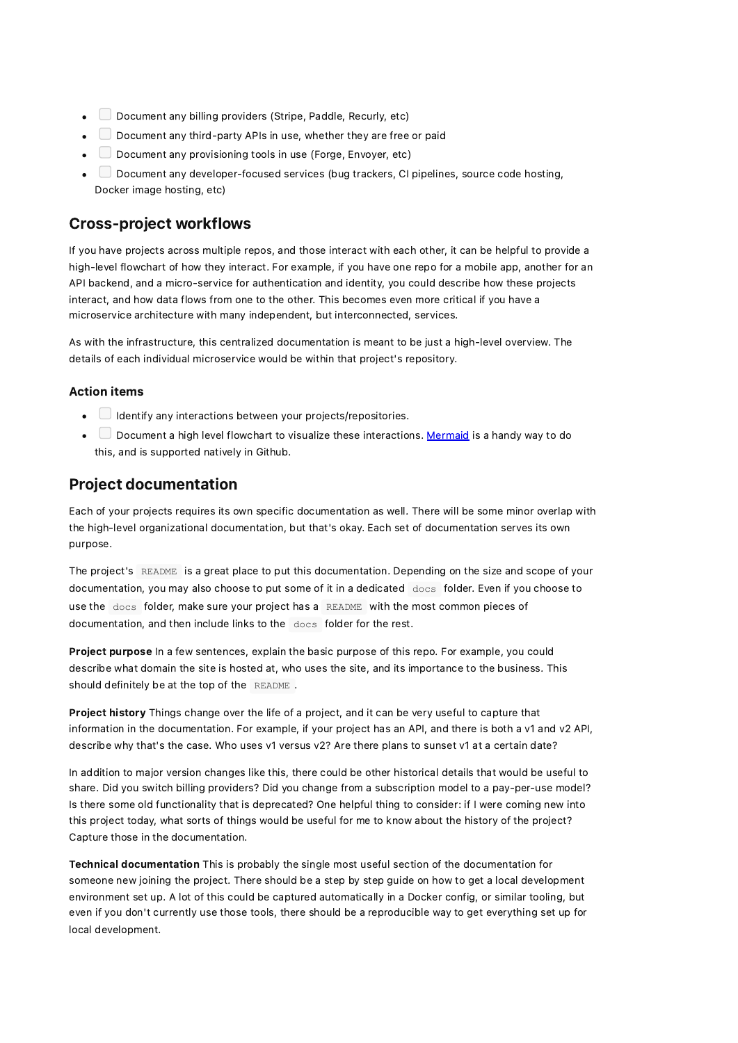- [ ] Document any billing providers (Stripe, Paddle, Recurly, etc)
- [ ] Document any third-party APIs in use, whether they are free or paid
- [ ] Document any provisioning tools in use (Forge, Envoyer, etc)
- [ ] Document any developer-focused services (bug trackers, CI pipelines, source code hosting, Docker image hosting, etc)

## Cross-project workflows

If you have projects across multiple repos, and those interact with each other, it can be helpful to provide a high-level flowchart of how they interact. For example, if you have one repo for a mobile app, another for an API backend, and a micro-service for authentication and identity, you could describe how these projects interact, and how data flows from one to the other. This becomes even more critical if you have a microservice architecture with many independent, but interconnected, services.

As with the infrastructure, this centralized documentation is meant to be just a high-level overview. The details of each individual microservice would be within that project's repository.

### Action items

- [ ] Identify any interactions between your projects/repositories.
- [ ] Document a high level flowchart to visualize these interactions. [Mermaid](Mermaid) is a handy way to do this, and is supported natively in Github.

## Project documentation

Each of your projects requires its own specific documentation as well. There will be some minor overlap with the high-level organizational documentation, but that's okay. Each set of documentation serves its own purpose.

The project's `README` is a great place to put this documentation. Depending on the size and scope of your documentation, you may also choose to put some of it in a dedicated `docs` folder. Even if you choose to use the `docs` folder, make sure your project has a `README` with the most common pieces of documentation, and then include links to the `docs` folder for the rest.

**Project purpose** In a few sentences, explain the basic purpose of this repo. For example, you could describe what domain the site is hosted at, who uses the site, and its importance to the business. This should definitely be at the top of the `README`.

**Project history** Things change over the life of a project, and it can be very useful to capture that information in the documentation. For example, if your project has an API, and there is both a v1 and v2 API, describe why that's the case. Who uses v1 versus v2? Are there plans to sunset v1 at a certain date?

In addition to major version changes like this, there could be other historical details that would be useful to share. Did you switch billing providers? Did you change from a subscription model to a pay-per-use model? Is there some old functionality that is deprecated? One helpful thing to consider: if I were coming new into this project today, what sorts of things would be useful for me to know about the history of the project? Capture those in the documentation.

**Technical documentation** This is probably the single most useful section of the documentation for someone new joining the project. There should be a step by step guide on how to get a local development environment set up. A lot of this could be captured automatically in a Docker config, or similar tooling, but even if you don't currently use those tools, there should be a reproducible way to get everything set up for local development.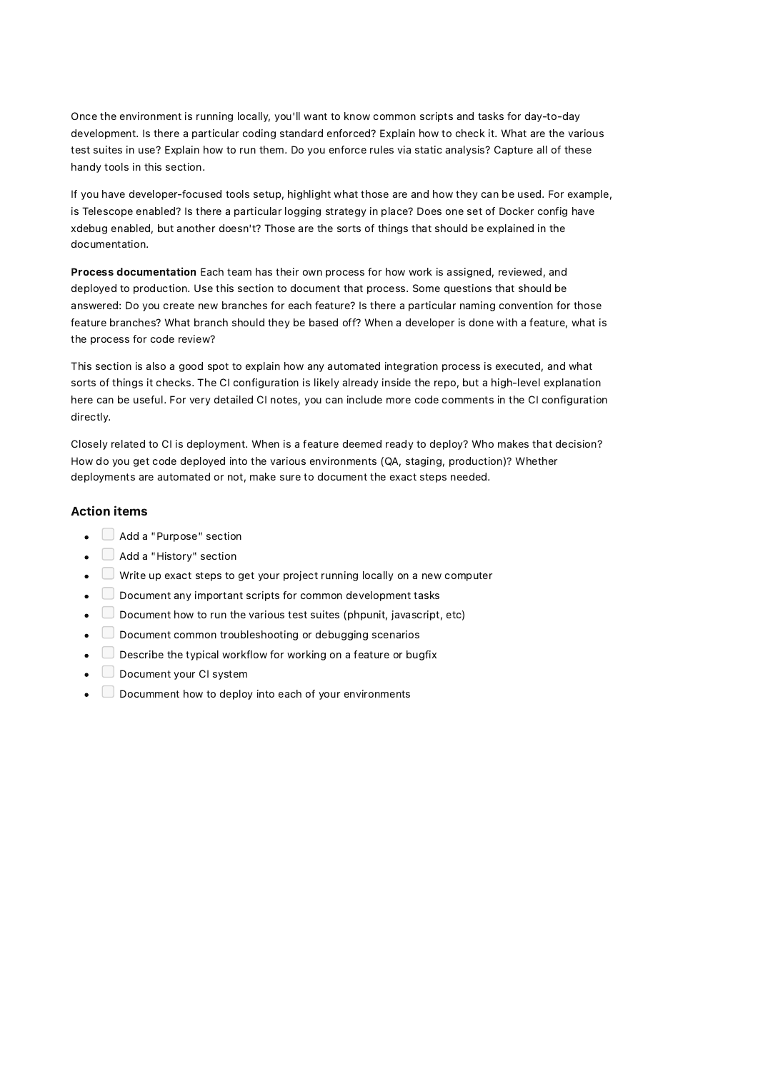Once the environment is running locally, you'll want to know common scripts and tasks for day-to-day development. Is there a particular coding standard enforced? Explain how to check it. What are the various test suites in use? Explain how to run them. Do you enforce rules via static analysis? Capture all of these handy tools in this section.

If you have developer-focused tools setup, highlight what those are and how they can be used. For example, is Telescope enabled? Is there a particular logging strategy in place? Does one set of Docker config have xdebug enabled, but another doesn't? Those are the sorts of things that should be explained in the documentation.

**Process documentation** Each team has their own process for how work is assigned, reviewed, and deployed to production. Use this section to document that process. Some questions that should be answered: Do you create new branches for each feature? Is there a particular naming convention for those feature branches? What branch should they be based off? When a developer is done with a feature, what is the process for code review?

This section is also a good spot to explain how any automated integration process is executed, and what sorts of things it checks. The CI configuration is likely already inside the repo, but a high-level explanation here can be useful. For very detailed CI notes, you can include more code comments in the CI configuration directly.

Closely related to CI is deployment. When is a feature deemed ready to deploy? Who makes that decision? How do you get code deployed into the various environments (QA, staging, production)? Whether deployments are automated or not, make sure to document the exact steps needed.

### Action items

- [ ] Add a "Purpose" section
- [ ] Add a "History" section
- [ ] Write up exact steps to get your project running locally on a new computer
- [ ] Document any important scripts for common development tasks
- [ ] Document how to run the various test suites (phpunit, javascript, etc)
- [ ] Document common troubleshooting or debugging scenarios
- [ ] Describe the typical workflow for working on a feature or bugfix
- [ ] Document your CI system
- [ ] Documment how to deploy into each of your environments